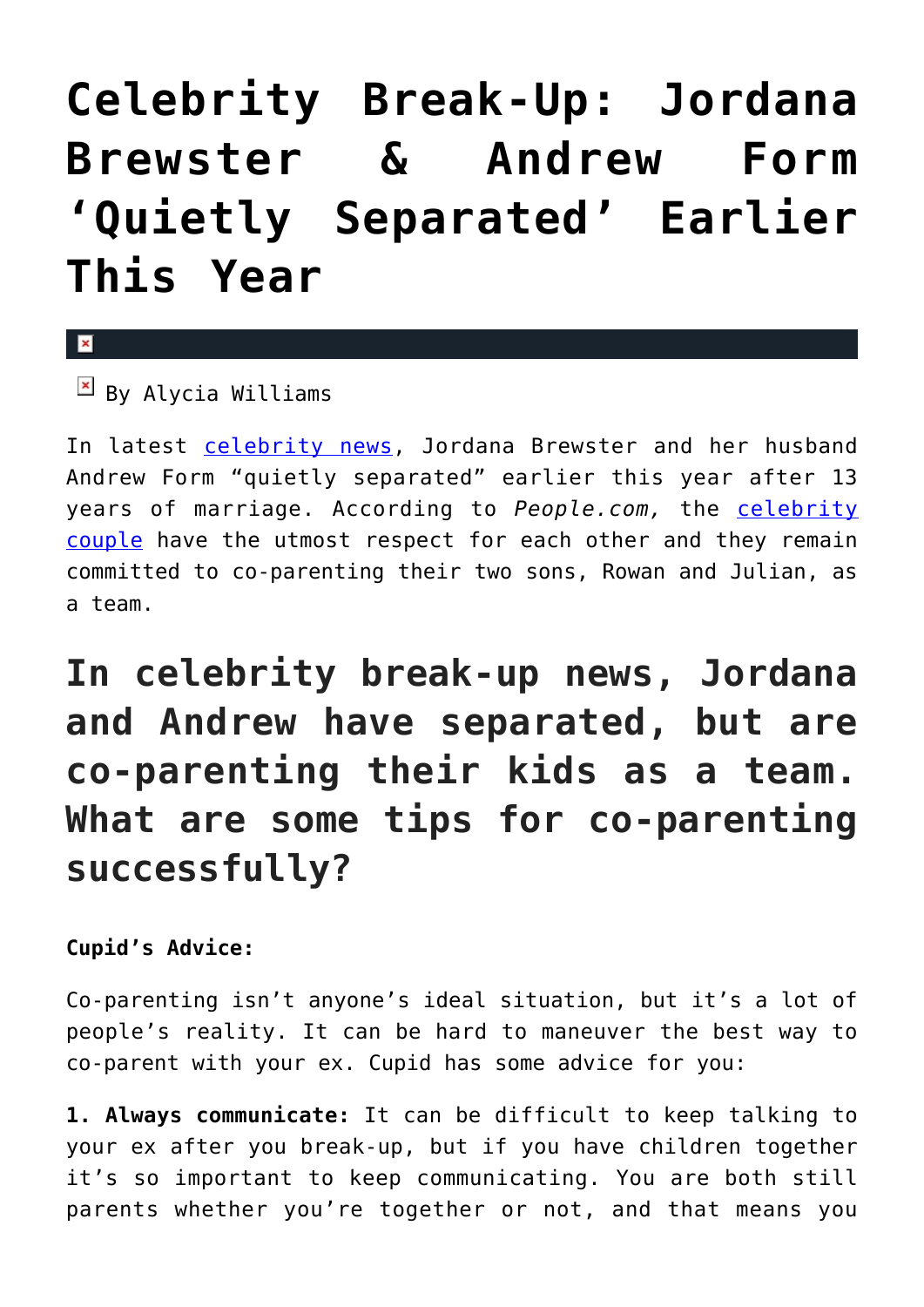# Celebrity Break-Up: Jordana Brewster & Andrew Form 'Quietly Separated' Earlier This Year

By Alycia Williams

In latest celebrity news, Jordana Brewster and her husband Andrew Form "quietly separated" earlier this year after 13 years of marriage. According to *People.com,* the celebrity couple have the utmost respect for each other and they remain committed to co-parenting their two sons, Rowan and Julian, as a team.

## In celebrity break-up news, Jordana and Andrew have separated, but are co-parenting their kids as a team. What are some tips for co-parenting successfully?

**Cupid's Advice:**

Co-parenting isn't anyone's ideal situation, but it's a lot of people's reality. It can be hard to maneuver the best way to co-parent with your ex. Cupid has some advice for you:

**1. Always communicate:** It can be difficult to keep talking to your ex after you break-up, but if you have children together it's so important to keep communicating. You are both still parents whether you're together or not, and that means you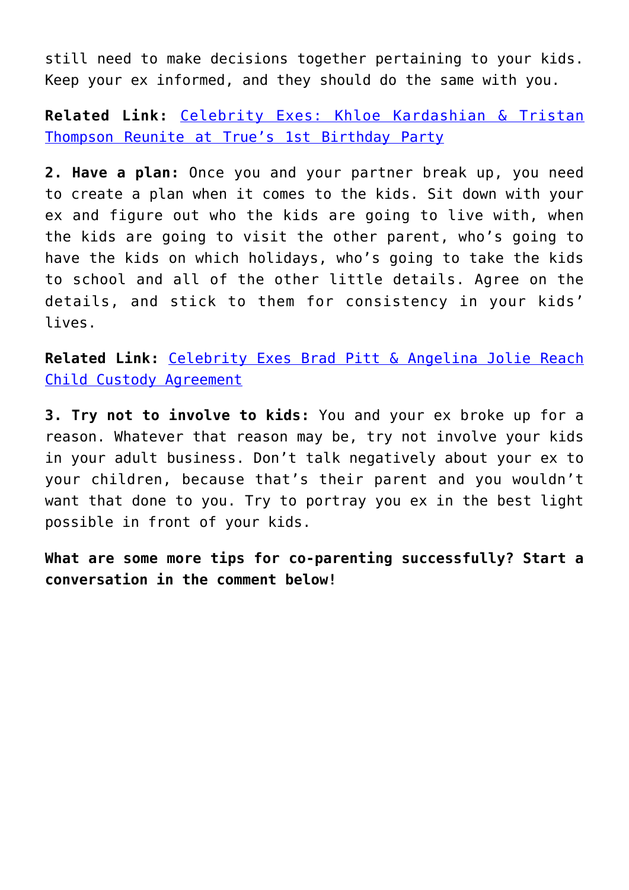still need to make decisions together pertaining to your kids. Keep your ex informed, and they should do the same with you.

**Related Link:** Celebrity Exes: Khloe Kardashian & Tristan Thompson Reunite at True's 1st Birthday Party

**2. Have a plan:** Once you and your partner break up, you need to create a plan when it comes to the kids. Sit down with your ex and figure out who the kids are going to live with, when the kids are going to visit the other parent, who's going to have the kids on which holidays, who's going to take the kids to school and all of the other little details. Agree on the details, and stick to them for consistency in your kids' lives.

**Related Link:** Celebrity Exes Brad Pitt & Angelina Jolie Reach Child Custody Agreement

**3. Try not to involve to kids:** You and your ex broke up for a reason. Whatever that reason may be, try not involve your kids in your adult business. Don't talk negatively about your ex to your children, because that's their parent and you wouldn't want that done to you. Try to portray you ex in the best light possible in front of your kids.

**What are some more tips for co-parenting successfully? Start a conversation in the comment below!**